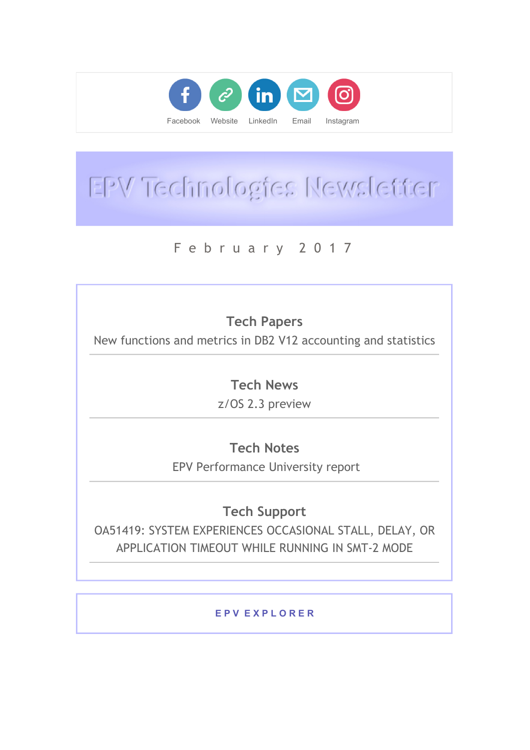Facebook Website LinkedIn Email Instagram

# EPV Technologies Newsletter

February 2017

## Tech Papers

New functions and metrics in DB2 V12 accounting and statistics

## Tech News

z/OS 2.3 preview

## Tech Notes

EPV Performance University report

## Tech Support

OA51419: SYSTEM EXPERIENCES OCCASIONAL STALL, DELAY, OR APPLICATION TIMEOUT WHILE RUNNING IN SMT-2 MODE

EPV EXPLORER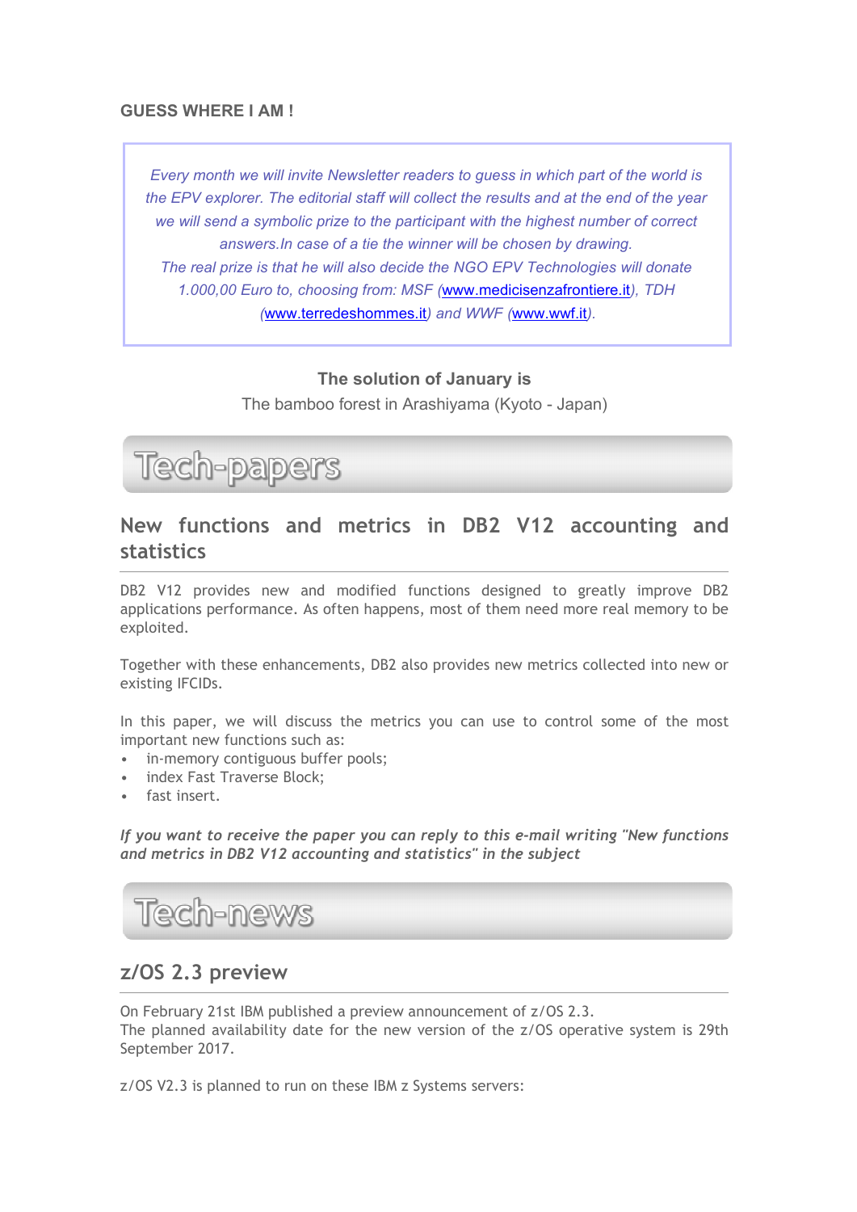**GUESS WHERE I AM !**

*Every month we will invite Newsletter readers to guess in which part of the world is the EPV explorer. The editorial staff will collect the results and at the end of the year we will send a symbolic prize to the participant with the highest number of correct answers.In case of a tie the winner will be chosen by drawing.*
*The real prize is that he will also decide the NGO EPV Technologies will donate 1.000,00 Euro to, choosing from: MSF (www.medicisenzafrontiere.it), TDH (www.terredeshommes.it) and WWF (www.wwf.it).*

**The solution of January is**

The bamboo forest in Arashiyama (Kyoto - Japan)

# Tech-papers

## New functions and metrics in DB2 V12 accounting and statistics

DB2 V12 provides new and modified functions designed to greatly improve DB2 applications performance. As often happens, most of them need more real memory to be exploited.

Together with these enhancements, DB2 also provides new metrics collected into new or existing IFCIDs.

In this paper, we will discuss the metrics you can use to control some of the most important new functions such as:

- in-memory contiguous buffer pools;
- index Fast Traverse Block;
- fast insert.

***If you want to receive the paper you can reply to this e-mail writing "New functions and metrics in DB2 V12 accounting and statistics" in the subject***

# Tech-news

## z/OS 2.3 preview

On February 21st IBM published a preview announcement of z/OS 2.3.
The planned availability date for the new version of the z/OS operative system is 29th September 2017.

z/OS V2.3 is planned to run on these IBM z Systems servers: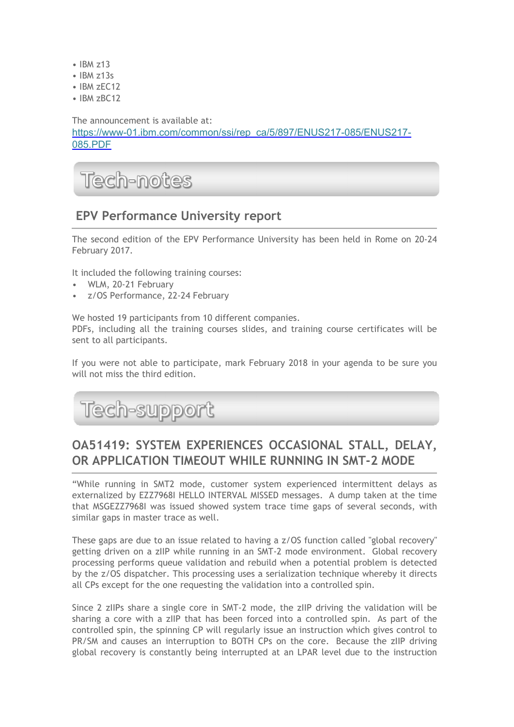- IBM z13
- IBM z13s
- IBM zEC12
- IBM zBC12

The announcement is available at:
[https://www-01.ibm.com/common/ssi/rep_ca/5/897/ENUS217-085/ENUS217-085.PDF](https://www-01.ibm.com/common/ssi/rep_ca/5/897/ENUS217-085/ENUS217-085.PDF)

# Tech-notes

## EPV Performance University report

The second edition of the EPV Performance University has been held in Rome on 20-24 February 2017.

It included the following training courses:

- WLM, 20-21 February
- z/OS Performance, 22-24 February

We hosted 19 participants from 10 different companies.
PDFs, including all the training courses slides, and training course certificates will be sent to all participants.

If you were not able to participate, mark February 2018 in your agenda to be sure you will not miss the third edition.

# Tech-support

## OA51419: SYSTEM EXPERIENCES OCCASIONAL STALL, DELAY, OR APPLICATION TIMEOUT WHILE RUNNING IN SMT-2 MODE

"While running in SMT2 mode, customer system experienced intermittent delays as externalized by EZZ7968I HELLO INTERVAL MISSED messages. A dump taken at the time that MSGEZZ7968I was issued showed system trace time gaps of several seconds, with similar gaps in master trace as well.

These gaps are due to an issue related to having a z/OS function called "global recovery" getting driven on a zIIP while running in an SMT-2 mode environment. Global recovery processing performs queue validation and rebuild when a potential problem is detected by the z/OS dispatcher. This processing uses a serialization technique whereby it directs all CPs except for the one requesting the validation into a controlled spin.

Since 2 zIIPs share a single core in SMT-2 mode, the zIIP driving the validation will be sharing a core with a zIIP that has been forced into a controlled spin. As part of the controlled spin, the spinning CP will regularly issue an instruction which gives control to PR/SM and causes an interruption to BOTH CPs on the core. Because the zIIP driving global recovery is constantly being interrupted at an LPAR level due to the instruction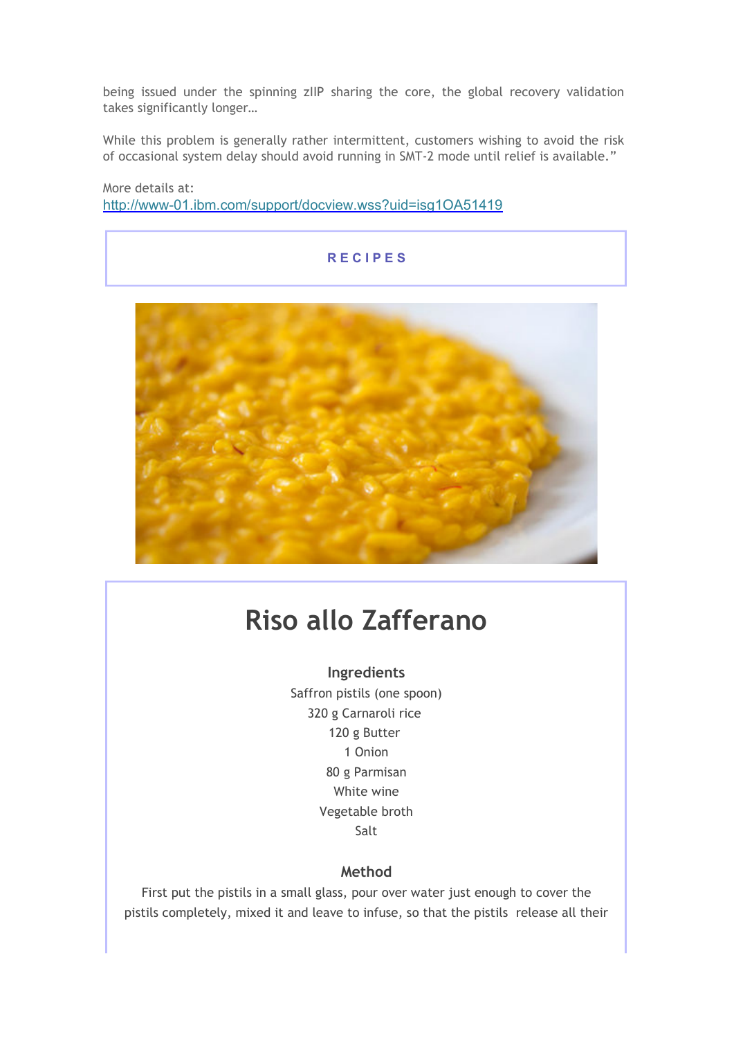being issued under the spinning zIIP sharing the core, the global recovery validation takes significantly longer…

While this problem is generally rather intermittent, customers wishing to avoid the risk of occasional system delay should avoid running in SMT-2 mode until relief is available."

More details at:
[http://www-01.ibm.com/support/docview.wss?uid=isg1OA51419](http://www-01.ibm.com/support/docview.wss?uid=isg1OA51419)

## RECIPES

# Riso allo Zafferano

### Ingredients

Saffron pistils (one spoon)
320 g Carnaroli rice
120 g Butter
1 Onion
80 g Parmisan
White wine
Vegetable broth
Salt

### Method

First put the pistils in a small glass, pour over water just enough to cover the pistils completely, mixed it and leave to infuse, so that the pistils release all their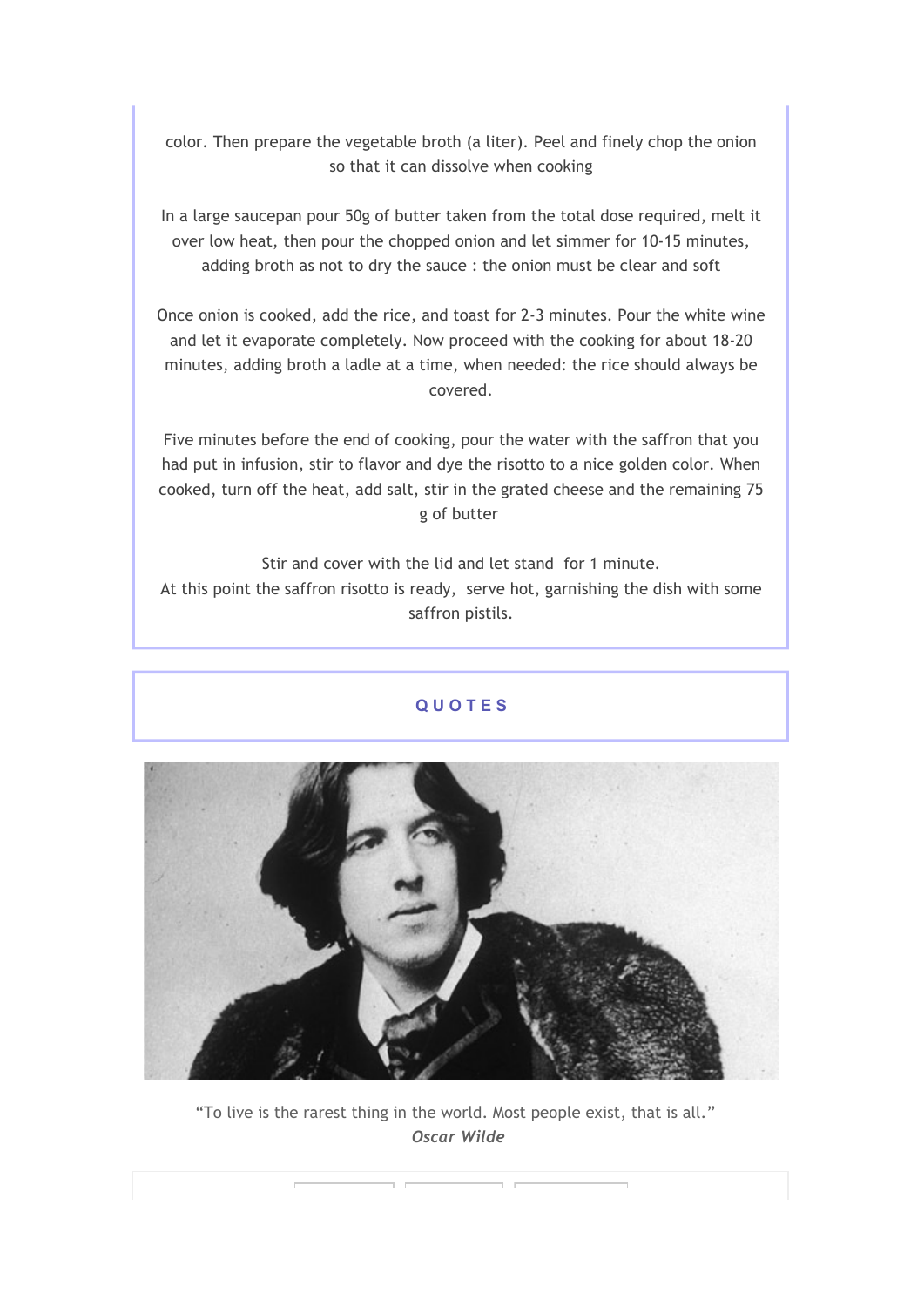color. Then prepare the vegetable broth (a liter). Peel and finely chop the onion so that it can dissolve when cooking

In a large saucepan pour 50g of butter taken from the total dose required, melt it over low heat, then pour the chopped onion and let simmer for 10-15 minutes, adding broth as not to dry the sauce : the onion must be clear and soft

Once onion is cooked, add the rice, and toast for 2-3 minutes. Pour the white wine and let it evaporate completely. Now proceed with the cooking for about 18-20 minutes, adding broth a ladle at a time, when needed: the rice should always be covered.

Five minutes before the end of cooking, pour the water with the saffron that you had put in infusion, stir to flavor and dye the risotto to a nice golden color. When cooked, turn off the heat, add salt, stir in the grated cheese and the remaining 75 g of butter

Stir and cover with the lid and let stand for 1 minute.
At this point the saffron risotto is ready, serve hot, garnishing the dish with some saffron pistils.

## QUOTES

"To live is the rarest thing in the world. Most people exist, that is all."
***Oscar Wilde***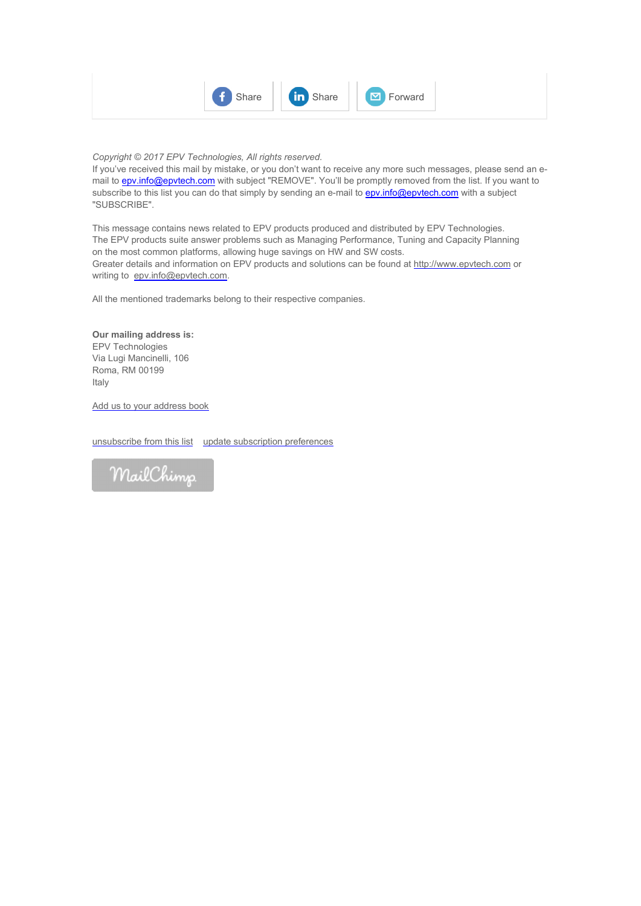Share Share Forward

*Copyright © 2017 EPV Technologies, All rights reserved.*

If you've received this mail by mistake, or you don't want to receive any more such messages, please send an e-mail to epv.info@epvtech.com with subject "REMOVE". You'll be promptly removed from the list. If you want to subscribe to this list you can do that simply by sending an e-mail to epv.info@epvtech.com with a subject "SUBSCRIBE".

This message contains news related to EPV products produced and distributed by EPV Technologies.
The EPV products suite answer problems such as Managing Performance, Tuning and Capacity Planning on the most common platforms, allowing huge savings on HW and SW costs.
Greater details and information on EPV products and solutions can be found at http://www.epvtech.com or writing to epv.info@epvtech.com.

All the mentioned trademarks belong to their respective companies.

**Our mailing address is:**
EPV Technologies
Via Lugi Mancinelli, 106
Roma, RM 00199
Italy

Add us to your address book

unsubscribe from this list    update subscription preferences

MailChimp